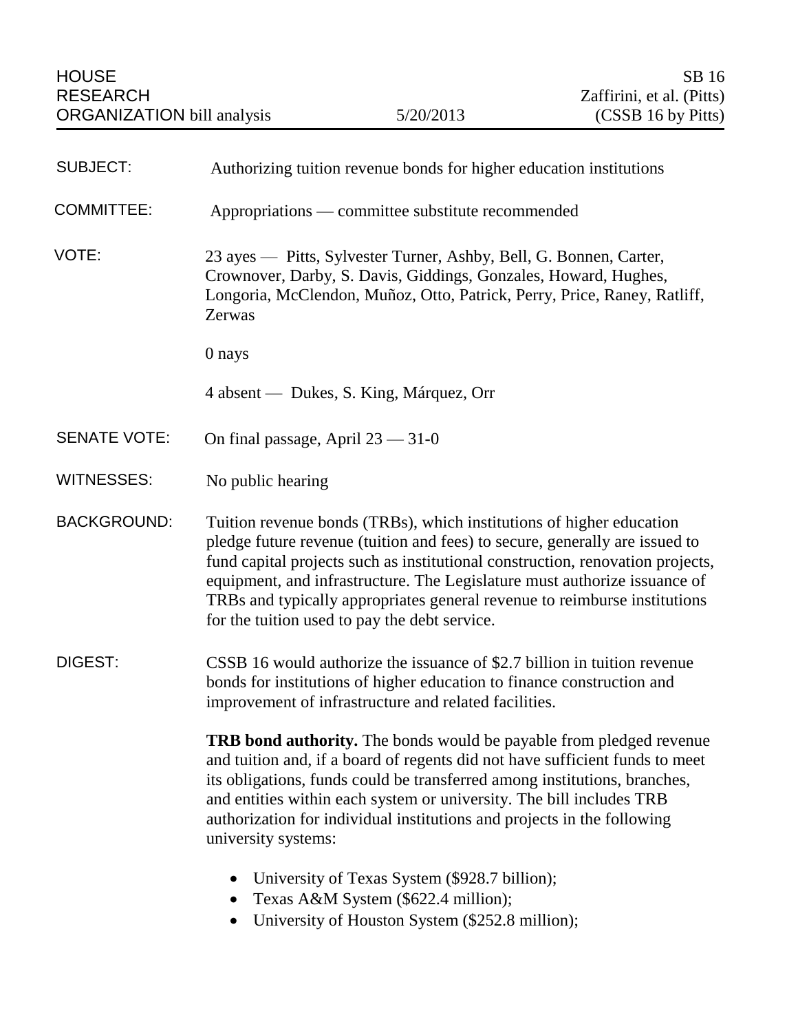HOUSE RESEARCH ORGANIZATION bill analysis — 5/20/2013 — SB 16 Zaffirini, et al. (Pitts) (CSSB 16 by Pitts)

**SUBJECT:** Authorizing tuition revenue bonds for higher education institutions

**COMMITTEE:** Appropriations — committee substitute recommended

**VOTE:** 23 ayes — Pitts, Sylvester Turner, Ashby, Bell, G. Bonnen, Carter, Crownover, Darby, S. Davis, Giddings, Gonzales, Howard, Hughes, Longoria, McClendon, Muñoz, Otto, Patrick, Perry, Price, Raney, Ratliff, Zerwas

0 nays

4 absent — Dukes, S. King, Márquez, Orr

**SENATE VOTE:** On final passage, April 23 — 31-0

**WITNESSES:** No public hearing

**BACKGROUND:** Tuition revenue bonds (TRBs), which institutions of higher education pledge future revenue (tuition and fees) to secure, generally are issued to fund capital projects such as institutional construction, renovation projects, equipment, and infrastructure. The Legislature must authorize issuance of TRBs and typically appropriates general revenue to reimburse institutions for the tuition used to pay the debt service.

**DIGEST:** CSSB 16 would authorize the issuance of $2.7 billion in tuition revenue bonds for institutions of higher education to finance construction and improvement of infrastructure and related facilities.

**TRB bond authority.** The bonds would be payable from pledged revenue and tuition and, if a board of regents did not have sufficient funds to meet its obligations, funds could be transferred among institutions, branches, and entities within each system or university. The bill includes TRB authorization for individual institutions and projects in the following university systems:

- University of Texas System ($928.7 billion);
- Texas A&M System ($622.4 million);
- University of Houston System ($252.8 million);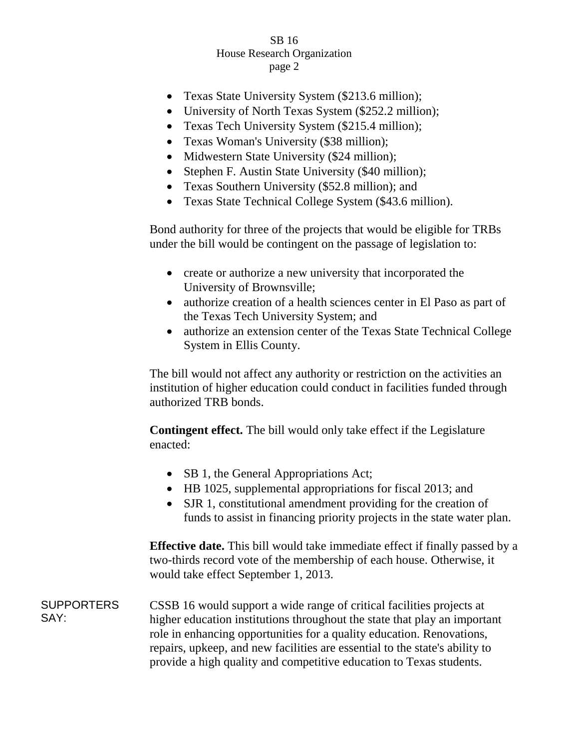- Texas State University System ($213.6 million);
- University of North Texas System ($252.2 million);
- Texas Tech University System ($215.4 million);
- Texas Woman's University ($38 million);
- Midwestern State University ($24 million);
- Stephen F. Austin State University ($40 million);
- Texas Southern University ($52.8 million); and
- Texas State Technical College System ($43.6 million).

Bond authority for three of the projects that would be eligible for TRBs under the bill would be contingent on the passage of legislation to:

- create or authorize a new university that incorporated the University of Brownsville;
- authorize creation of a health sciences center in El Paso as part of the Texas Tech University System; and
- authorize an extension center of the Texas State Technical College System in Ellis County.

The bill would not affect any authority or restriction on the activities an institution of higher education could conduct in facilities funded through authorized TRB bonds.

**Contingent effect.** The bill would only take effect if the Legislature enacted:

- SB 1, the General Appropriations Act;
- HB 1025, supplemental appropriations for fiscal 2013; and
- SJR 1, constitutional amendment providing for the creation of funds to assist in financing priority projects in the state water plan.

**Effective date.** This bill would take immediate effect if finally passed by a two-thirds record vote of the membership of each house. Otherwise, it would take effect September 1, 2013.

SUPPORTERS SAY:

CSSB 16 would support a wide range of critical facilities projects at higher education institutions throughout the state that play an important role in enhancing opportunities for a quality education. Renovations, repairs, upkeep, and new facilities are essential to the state's ability to provide a high quality and competitive education to Texas students.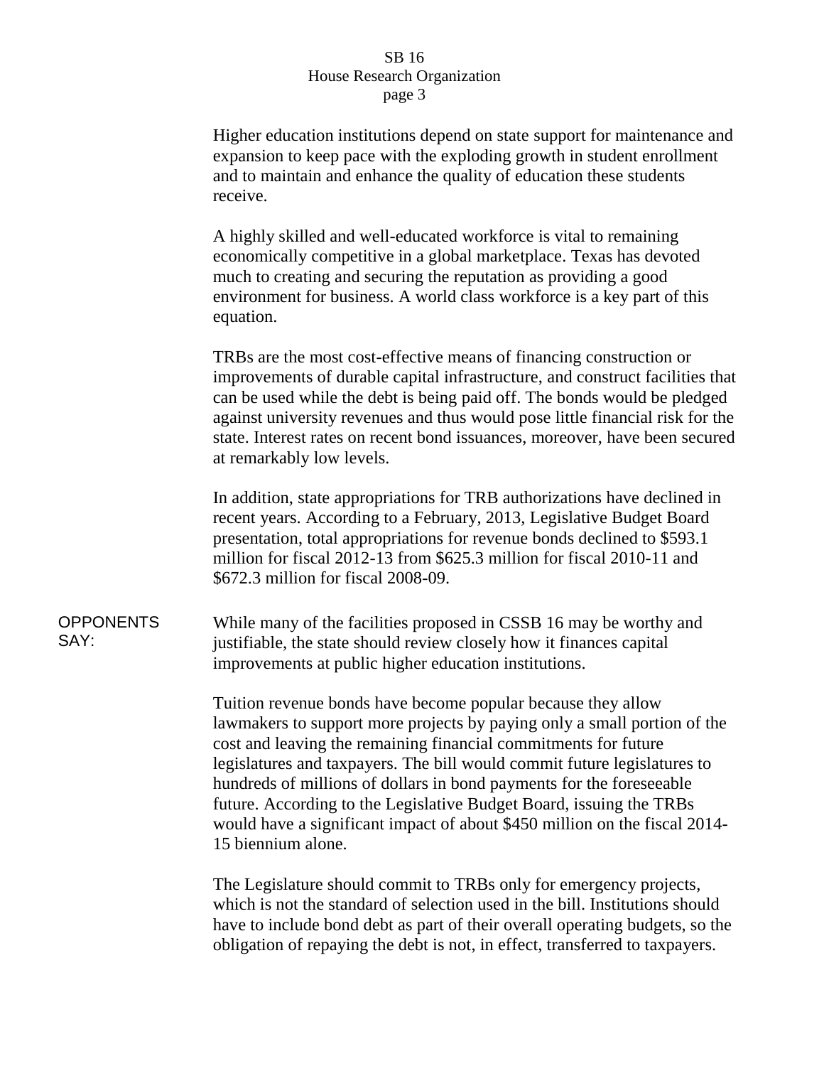Higher education institutions depend on state support for maintenance and expansion to keep pace with the exploding growth in student enrollment and to maintain and enhance the quality of education these students receive.

A highly skilled and well-educated workforce is vital to remaining economically competitive in a global marketplace. Texas has devoted much to creating and securing the reputation as providing a good environment for business. A world class workforce is a key part of this equation.

TRBs are the most cost-effective means of financing construction or improvements of durable capital infrastructure, and construct facilities that can be used while the debt is being paid off. The bonds would be pledged against university revenues and thus would pose little financial risk for the state. Interest rates on recent bond issuances, moreover, have been secured at remarkably low levels.

In addition, state appropriations for TRB authorizations have declined in recent years. According to a February, 2013, Legislative Budget Board presentation, total appropriations for revenue bonds declined to $593.1 million for fiscal 2012-13 from $625.3 million for fiscal 2010-11 and $672.3 million for fiscal 2008-09.

**OPPONENTS SAY:**

While many of the facilities proposed in CSSB 16 may be worthy and justifiable, the state should review closely how it finances capital improvements at public higher education institutions.

Tuition revenue bonds have become popular because they allow lawmakers to support more projects by paying only a small portion of the cost and leaving the remaining financial commitments for future legislatures and taxpayers. The bill would commit future legislatures to hundreds of millions of dollars in bond payments for the foreseeable future. According to the Legislative Budget Board, issuing the TRBs would have a significant impact of about $450 million on the fiscal 2014-15 biennium alone.

The Legislature should commit to TRBs only for emergency projects, which is not the standard of selection used in the bill. Institutions should have to include bond debt as part of their overall operating budgets, so the obligation of repaying the debt is not, in effect, transferred to taxpayers.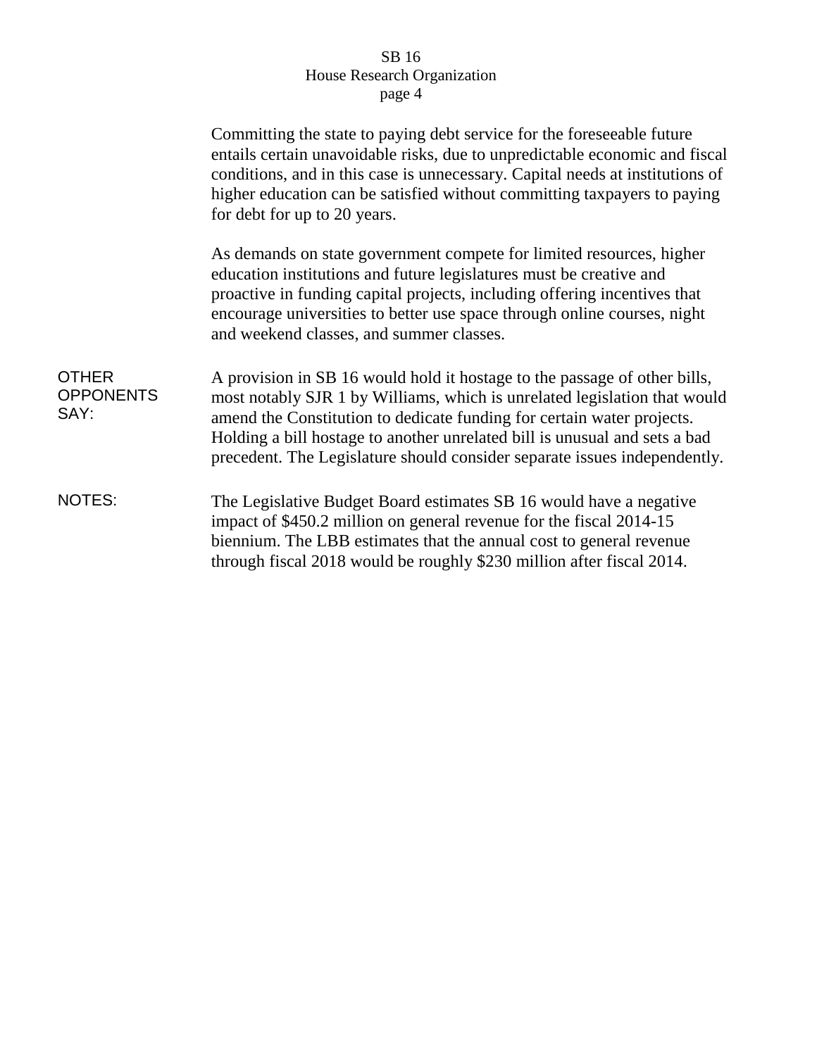Committing the state to paying debt service for the foreseeable future entails certain unavoidable risks, due to unpredictable economic and fiscal conditions, and in this case is unnecessary. Capital needs at institutions of higher education can be satisfied without committing taxpayers to paying for debt for up to 20 years.

As demands on state government compete for limited resources, higher education institutions and future legislatures must be creative and proactive in funding capital projects, including offering incentives that encourage universities to better use space through online courses, night and weekend classes, and summer classes.

**OTHER OPPONENTS SAY:**

A provision in SB 16 would hold it hostage to the passage of other bills, most notably SJR 1 by Williams, which is unrelated legislation that would amend the Constitution to dedicate funding for certain water projects. Holding a bill hostage to another unrelated bill is unusual and sets a bad precedent. The Legislature should consider separate issues independently.

**NOTES:**

The Legislative Budget Board estimates SB 16 would have a negative impact of $450.2 million on general revenue for the fiscal 2014-15 biennium. The LBB estimates that the annual cost to general revenue through fiscal 2018 would be roughly $230 million after fiscal 2014.